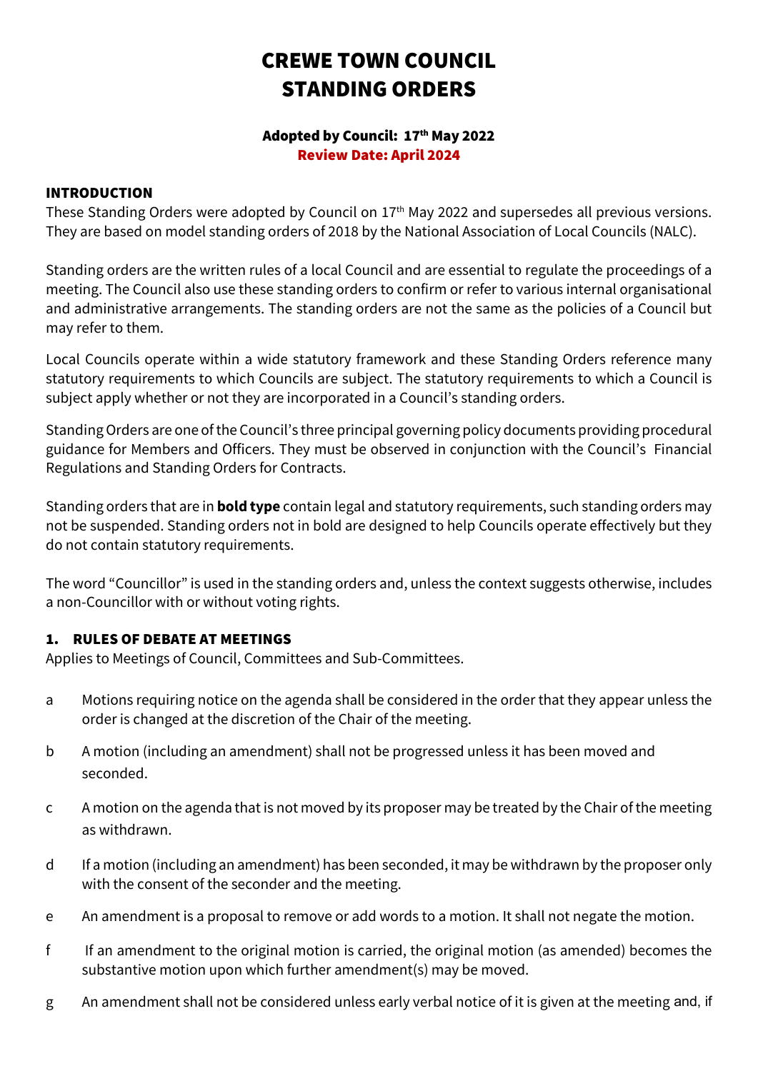# CREWE TOWN COUNCIL
# STANDING ORDERS

**Adopted by Council: 17th May 2022**
**Review Date: April 2024**

## INTRODUCTION

These Standing Orders were adopted by Council on 17th May 2022 and supersedes all previous versions. They are based on model standing orders of 2018 by the National Association of Local Councils (NALC).

Standing orders are the written rules of a local Council and are essential to regulate the proceedings of a meeting. The Council also use these standing orders to confirm or refer to various internal organisational and administrative arrangements. The standing orders are not the same as the policies of a Council but may refer to them.

Local Councils operate within a wide statutory framework and these Standing Orders reference many statutory requirements to which Councils are subject. The statutory requirements to which a Council is subject apply whether or not they are incorporated in a Council's standing orders.

Standing Orders are one of the Council's three principal governing policy documents providing procedural guidance for Members and Officers. They must be observed in conjunction with the Council's Financial Regulations and Standing Orders for Contracts.

Standing orders that are in **bold type** contain legal and statutory requirements, such standing orders may not be suspended. Standing orders not in bold are designed to help Councils operate effectively but they do not contain statutory requirements.

The word "Councillor" is used in the standing orders and, unless the context suggests otherwise, includes a non-Councillor with or without voting rights.

## 1. RULES OF DEBATE AT MEETINGS

Applies to Meetings of Council, Committees and Sub-Committees.

a Motions requiring notice on the agenda shall be considered in the order that they appear unless the order is changed at the discretion of the Chair of the meeting.

b A motion (including an amendment) shall not be progressed unless it has been moved and seconded.

c A motion on the agenda that is not moved by its proposer may be treated by the Chair of the meeting as withdrawn.

d If a motion (including an amendment) has been seconded, it may be withdrawn by the proposer only with the consent of the seconder and the meeting.

e An amendment is a proposal to remove or add words to a motion. It shall not negate the motion.

f If an amendment to the original motion is carried, the original motion (as amended) becomes the substantive motion upon which further amendment(s) may be moved.

g An amendment shall not be considered unless early verbal notice of it is given at the meeting and, if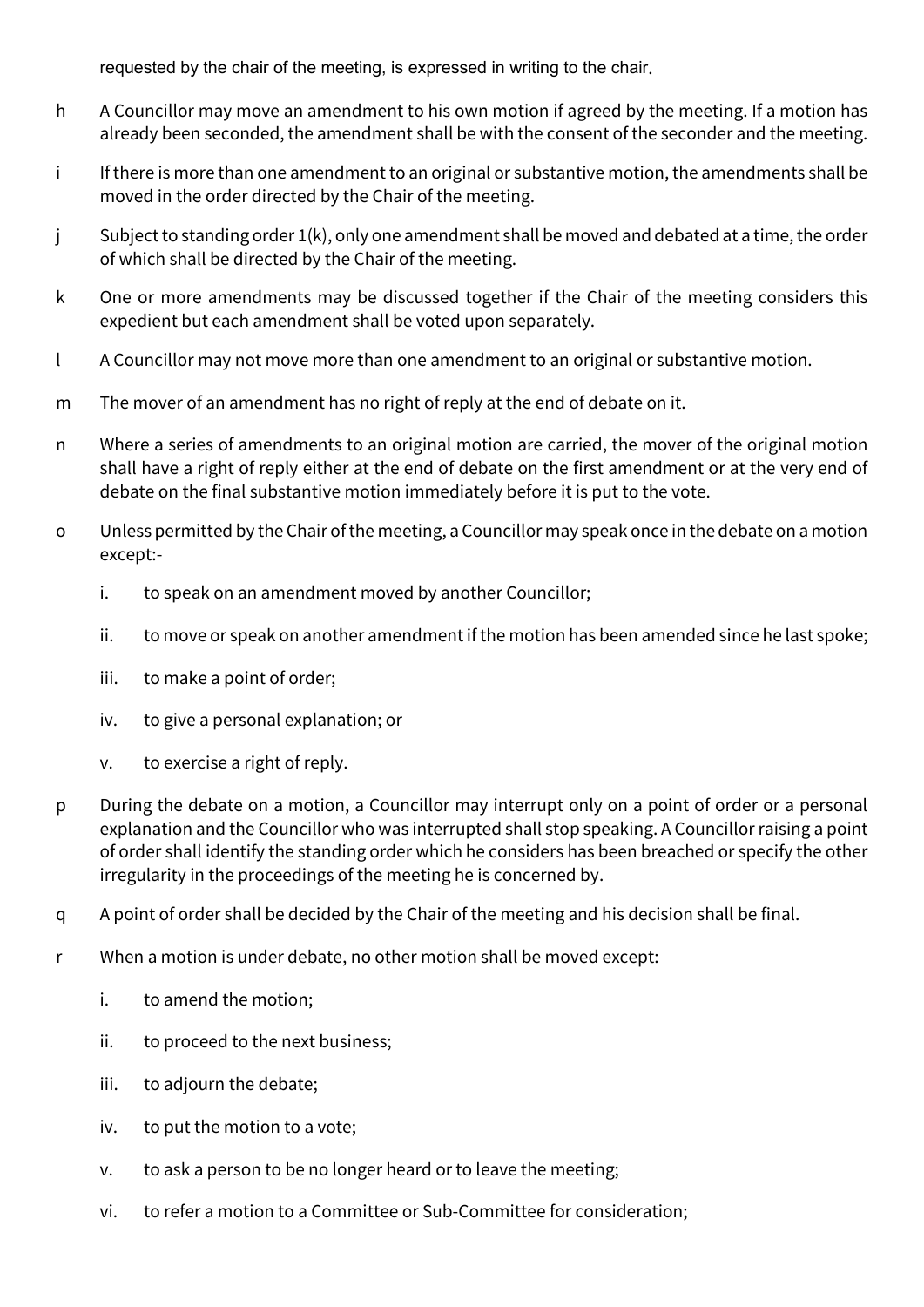requested by the chair of the meeting, is expressed in writing to the chair.

h A Councillor may move an amendment to his own motion if agreed by the meeting. If a motion has already been seconded, the amendment shall be with the consent of the seconder and the meeting.

i If there is more than one amendment to an original or substantive motion, the amendments shall be moved in the order directed by the Chair of the meeting.

j Subject to standing order 1(k), only one amendment shall be moved and debated at a time, the order of which shall be directed by the Chair of the meeting.

k One or more amendments may be discussed together if the Chair of the meeting considers this expedient but each amendment shall be voted upon separately.

l A Councillor may not move more than one amendment to an original or substantive motion.

m The mover of an amendment has no right of reply at the end of debate on it.

n Where a series of amendments to an original motion are carried, the mover of the original motion shall have a right of reply either at the end of debate on the first amendment or at the very end of debate on the final substantive motion immediately before it is put to the vote.

o Unless permitted by the Chair of the meeting, a Councillor may speak once in the debate on a motion except:-

   i. to speak on an amendment moved by another Councillor;

   ii. to move or speak on another amendment if the motion has been amended since he last spoke;

   iii. to make a point of order;

   iv. to give a personal explanation; or

   v. to exercise a right of reply.

p During the debate on a motion, a Councillor may interrupt only on a point of order or a personal explanation and the Councillor who was interrupted shall stop speaking. A Councillor raising a point of order shall identify the standing order which he considers has been breached or specify the other irregularity in the proceedings of the meeting he is concerned by.

q A point of order shall be decided by the Chair of the meeting and his decision shall be final.

r When a motion is under debate, no other motion shall be moved except:

   i. to amend the motion;

   ii. to proceed to the next business;

   iii. to adjourn the debate;

   iv. to put the motion to a vote;

   v. to ask a person to be no longer heard or to leave the meeting;

   vi. to refer a motion to a Committee or Sub-Committee for consideration;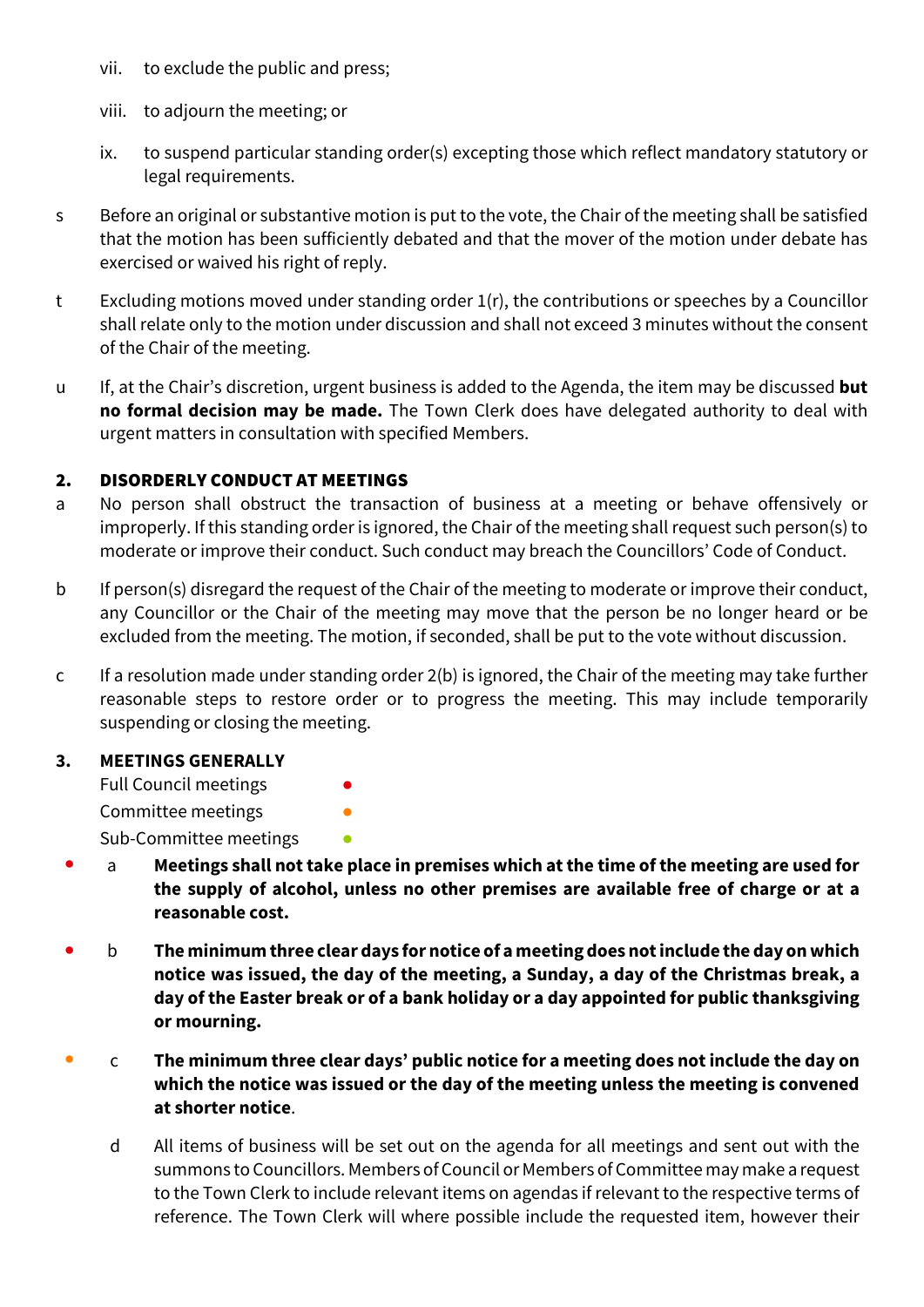vii. to exclude the public and press;

viii. to adjourn the meeting; or

ix. to suspend particular standing order(s) excepting those which reflect mandatory statutory or legal requirements.

s Before an original or substantive motion is put to the vote, the Chair of the meeting shall be satisfied that the motion has been sufficiently debated and that the mover of the motion under debate has exercised or waived his right of reply.

t Excluding motions moved under standing order 1(r), the contributions or speeches by a Councillor shall relate only to the motion under discussion and shall not exceed 3 minutes without the consent of the Chair of the meeting.

u If, at the Chair's discretion, urgent business is added to the Agenda, the item may be discussed **but no formal decision may be made.** The Town Clerk does have delegated authority to deal with urgent matters in consultation with specified Members.

## 2. DISORDERLY CONDUCT AT MEETINGS

a No person shall obstruct the transaction of business at a meeting or behave offensively or improperly. If this standing order is ignored, the Chair of the meeting shall request such person(s) to moderate or improve their conduct. Such conduct may breach the Councillors' Code of Conduct.

b If person(s) disregard the request of the Chair of the meeting to moderate or improve their conduct, any Councillor or the Chair of the meeting may move that the person be no longer heard or be excluded from the meeting. The motion, if seconded, shall be put to the vote without discussion.

c If a resolution made under standing order 2(b) is ignored, the Chair of the meeting may take further reasonable steps to restore order or to progress the meeting. This may include temporarily suspending or closing the meeting.

## 3. MEETINGS GENERALLY

Full Council meetings ● (red)
Committee meetings ● (orange)
Sub-Committee meetings ● (green)

● (red) a **Meetings shall not take place in premises which at the time of the meeting are used for the supply of alcohol, unless no other premises are available free of charge or at a reasonable cost.**

● (red) b **The minimum three clear days for notice of a meeting does not include the day on which notice was issued, the day of the meeting, a Sunday, a day of the Christmas break, a day of the Easter break or of a bank holiday or a day appointed for public thanksgiving or mourning.**

● (orange) c **The minimum three clear days' public notice for a meeting does not include the day on which the notice was issued or the day of the meeting unless the meeting is convened at shorter notice**.

d All items of business will be set out on the agenda for all meetings and sent out with the summons to Councillors. Members of Council or Members of Committee may make a request to the Town Clerk to include relevant items on agendas if relevant to the respective terms of reference. The Town Clerk will where possible include the requested item, however their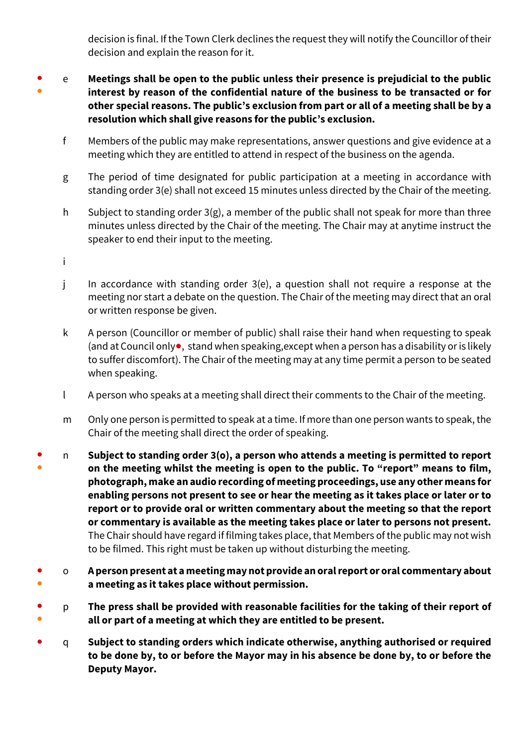decision is final. If the Town Clerk declines the request they will notify the Councillor of their decision and explain the reason for it.

- e **Meetings shall be open to the public unless their presence is prejudicial to the public interest by reason of the confidential nature of the business to be transacted or for other special reasons. The public's exclusion from part or all of a meeting shall be by a resolution which shall give reasons for the public's exclusion.**

- f Members of the public may make representations, answer questions and give evidence at a meeting which they are entitled to attend in respect of the business on the agenda.

- g The period of time designated for public participation at a meeting in accordance with standing order 3(e) shall not exceed 15 minutes unless directed by the Chair of the meeting.

- h Subject to standing order 3(g), a member of the public shall not speak for more than three minutes unless directed by the Chair of the meeting. The Chair may at anytime instruct the speaker to end their input to the meeting.

- i

- j In accordance with standing order 3(e), a question shall not require a response at the meeting nor start a debate on the question. The Chair of the meeting may direct that an oral or written response be given.

- k A person (Councillor or member of public) shall raise their hand when requesting to speak (and at Council only•, stand when speaking,except when a person has a disability or is likely to suffer discomfort). The Chair of the meeting may at any time permit a person to be seated when speaking.

- l A person who speaks at a meeting shall direct their comments to the Chair of the meeting.

- m Only one person is permitted to speak at a time. If more than one person wants to speak, the Chair of the meeting shall direct the order of speaking.

- n **Subject to standing order 3(o), a person who attends a meeting is permitted to report on the meeting whilst the meeting is open to the public. To "report" means to film, photograph, make an audio recording of meeting proceedings, use any other means for enabling persons not present to see or hear the meeting as it takes place or later or to report or to provide oral or written commentary about the meeting so that the report or commentary is available as the meeting takes place or later to persons not present.** The Chair should have regard if filming takes place, that Members of the public may not wish to be filmed. This right must be taken up without disturbing the meeting.

- o **A person present at a meeting may not provide an oral report or oral commentary about a meeting as it takes place without permission.**

- p **The press shall be provided with reasonable facilities for the taking of their report of all or part of a meeting at which they are entitled to be present.**

- q **Subject to standing orders which indicate otherwise, anything authorised or required to be done by, to or before the Mayor may in his absence be done by, to or before the Deputy Mayor.**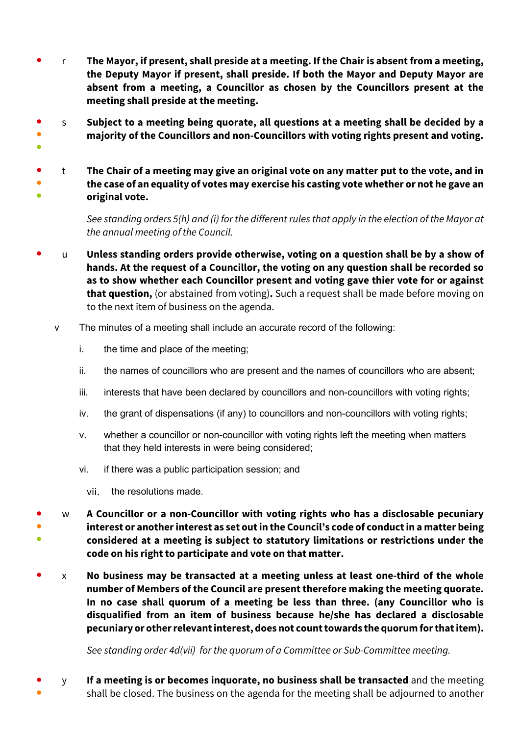r **The Mayor, if present, shall preside at a meeting. If the Chair is absent from a meeting, the Deputy Mayor if present, shall preside. If both the Mayor and Deputy Mayor are absent from a meeting, a Councillor as chosen by the Councillors present at the meeting shall preside at the meeting.**

s **Subject to a meeting being quorate, all questions at a meeting shall be decided by a majority of the Councillors and non-Councillors with voting rights present and voting.**

t **The Chair of a meeting may give an original vote on any matter put to the vote, and in the case of an equality of votes may exercise his casting vote whether or not he gave an original vote.**

*See standing orders 5(h) and (i) for the different rules that apply in the election of the Mayor at the annual meeting of the Council.*

u **Unless standing orders provide otherwise, voting on a question shall be by a show of hands. At the request of a Councillor, the voting on any question shall be recorded so as to show whether each Councillor present and voting gave thier vote for or against that question,** (or abstained from voting)**.** Such a request shall be made before moving on to the next item of business on the agenda.

v The minutes of a meeting shall include an accurate record of the following:

i. the time and place of the meeting;

ii. the names of councillors who are present and the names of councillors who are absent;

iii. interests that have been declared by councillors and non-councillors with voting rights;

iv. the grant of dispensations (if any) to councillors and non-councillors with voting rights;

v. whether a councillor or non-councillor with voting rights left the meeting when matters that they held interests in were being considered;

vi. if there was a public participation session; and

vii. the resolutions made.

w **A Councillor or a non-Councillor with voting rights who has a disclosable pecuniary interest or another interest as set out in the Council's code of conduct in a matter being considered at a meeting is subject to statutory limitations or restrictions under the code on his right to participate and vote on that matter.**

x **No business may be transacted at a meeting unless at least one-third of the whole number of Members of the Council are present therefore making the meeting quorate. In no case shall quorum of a meeting be less than three. (any Councillor who is disqualified from an item of business because he/she has declared a disclosable pecuniary or other relevant interest, does not count towards the quorum for that item).**

*See standing order 4d(vii) for the quorum of a Committee or Sub-Committee meeting.*

y **If a meeting is or becomes inquorate, no business shall be transacted** and the meeting shall be closed. The business on the agenda for the meeting shall be adjourned to another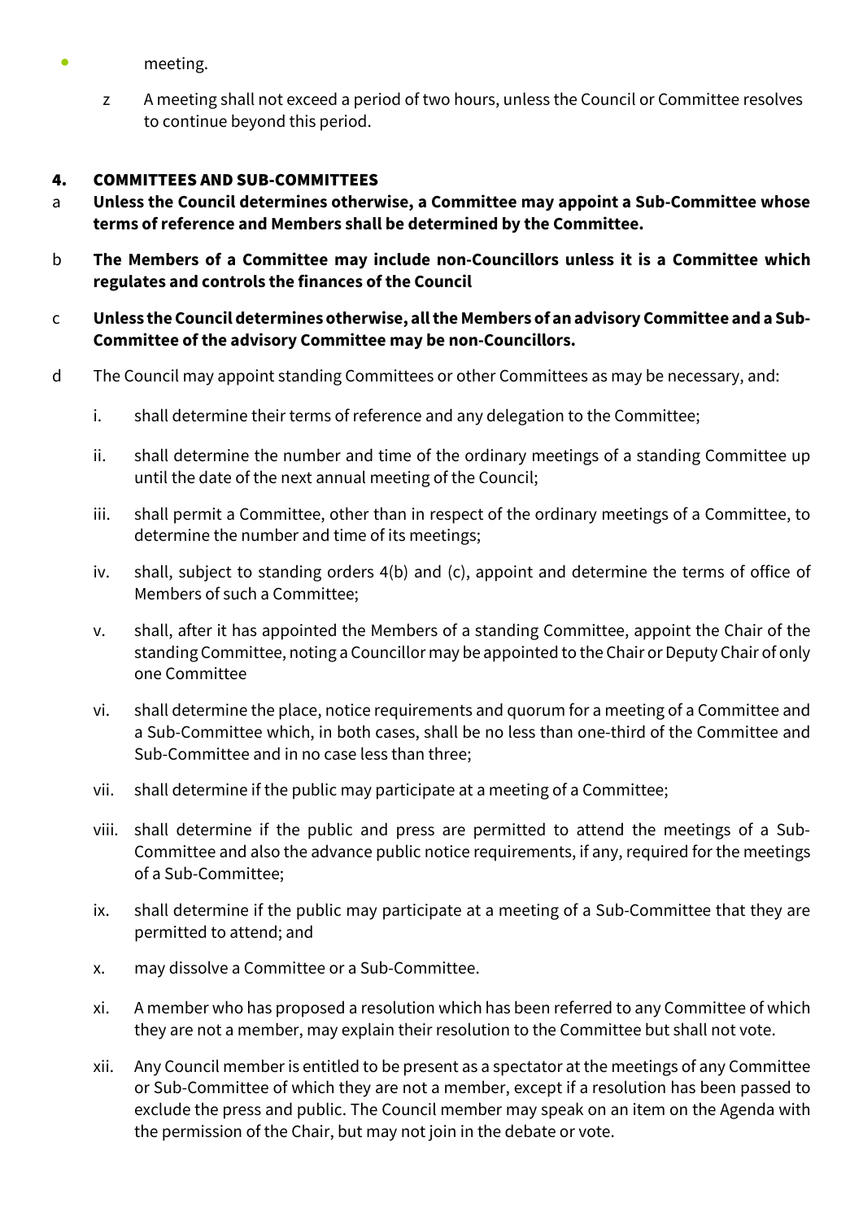- meeting.

  z A meeting shall not exceed a period of two hours, unless the Council or Committee resolves to continue beyond this period.

## 4. COMMITTEES AND SUB-COMMITTEES

a **Unless the Council determines otherwise, a Committee may appoint a Sub-Committee whose terms of reference and Members shall be determined by the Committee.**

b **The Members of a Committee may include non-Councillors unless it is a Committee which regulates and controls the finances of the Council**

c **Unless the Council determines otherwise, all the Members of an advisory Committee and a Sub-Committee of the advisory Committee may be non-Councillors.**

d The Council may appoint standing Committees or other Committees as may be necessary, and:

  i. shall determine their terms of reference and any delegation to the Committee;

  ii. shall determine the number and time of the ordinary meetings of a standing Committee up until the date of the next annual meeting of the Council;

  iii. shall permit a Committee, other than in respect of the ordinary meetings of a Committee, to determine the number and time of its meetings;

  iv. shall, subject to standing orders 4(b) and (c), appoint and determine the terms of office of Members of such a Committee;

  v. shall, after it has appointed the Members of a standing Committee, appoint the Chair of the standing Committee, noting a Councillor may be appointed to the Chair or Deputy Chair of only one Committee

  vi. shall determine the place, notice requirements and quorum for a meeting of a Committee and a Sub-Committee which, in both cases, shall be no less than one-third of the Committee and Sub-Committee and in no case less than three;

  vii. shall determine if the public may participate at a meeting of a Committee;

  viii. shall determine if the public and press are permitted to attend the meetings of a Sub-Committee and also the advance public notice requirements, if any, required for the meetings of a Sub-Committee;

  ix. shall determine if the public may participate at a meeting of a Sub-Committee that they are permitted to attend; and

  x. may dissolve a Committee or a Sub-Committee.

  xi. A member who has proposed a resolution which has been referred to any Committee of which they are not a member, may explain their resolution to the Committee but shall not vote.

  xii. Any Council member is entitled to be present as a spectator at the meetings of any Committee or Sub-Committee of which they are not a member, except if a resolution has been passed to exclude the press and public. The Council member may speak on an item on the Agenda with the permission of the Chair, but may not join in the debate or vote.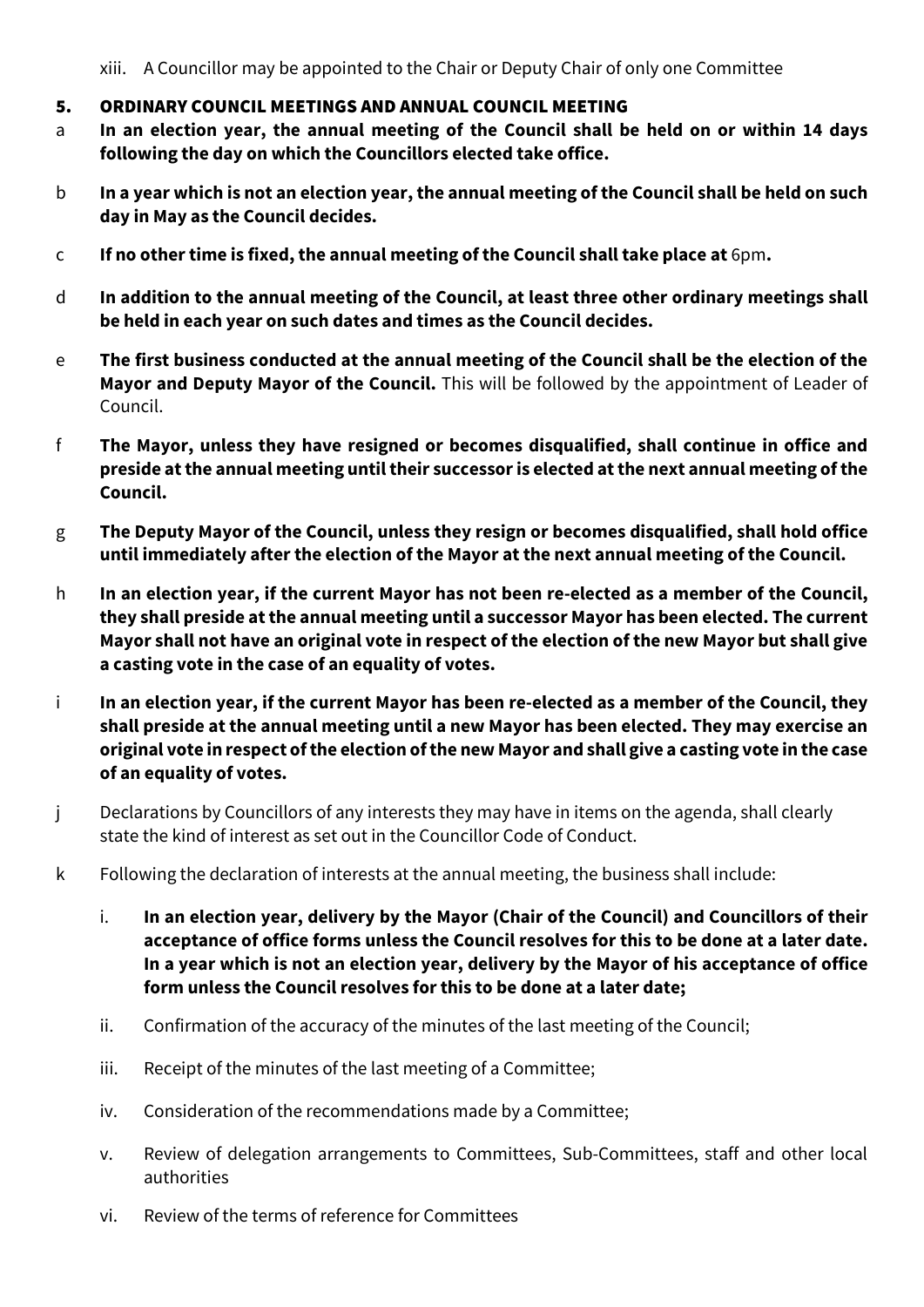xiii. A Councillor may be appointed to the Chair or Deputy Chair of only one Committee

## 5. ORDINARY COUNCIL MEETINGS AND ANNUAL COUNCIL MEETING

a **In an election year, the annual meeting of the Council shall be held on or within 14 days following the day on which the Councillors elected take office.**

b **In a year which is not an election year, the annual meeting of the Council shall be held on such day in May as the Council decides.**

c **If no other time is fixed, the annual meeting of the Council shall take place at** 6pm**.**

d **In addition to the annual meeting of the Council, at least three other ordinary meetings shall be held in each year on such dates and times as the Council decides.**

e **The first business conducted at the annual meeting of the Council shall be the election of the Mayor and Deputy Mayor of the Council.** This will be followed by the appointment of Leader of Council.

f **The Mayor, unless they have resigned or becomes disqualified, shall continue in office and preside at the annual meeting until their successor is elected at the next annual meeting of the Council.**

g **The Deputy Mayor of the Council, unless they resign or becomes disqualified, shall hold office until immediately after the election of the Mayor at the next annual meeting of the Council.**

h **In an election year, if the current Mayor has not been re-elected as a member of the Council, they shall preside at the annual meeting until a successor Mayor has been elected. The current Mayor shall not have an original vote in respect of the election of the new Mayor but shall give a casting vote in the case of an equality of votes.**

i **In an election year, if the current Mayor has been re-elected as a member of the Council, they shall preside at the annual meeting until a new Mayor has been elected. They may exercise an original vote in respect of the election of the new Mayor and shall give a casting vote in the case of an equality of votes.**

j Declarations by Councillors of any interests they may have in items on the agenda, shall clearly state the kind of interest as set out in the Councillor Code of Conduct.

k Following the declaration of interests at the annual meeting, the business shall include:

i. **In an election year, delivery by the Mayor (Chair of the Council) and Councillors of their acceptance of office forms unless the Council resolves for this to be done at a later date. In a year which is not an election year, delivery by the Mayor of his acceptance of office form unless the Council resolves for this to be done at a later date;**

ii. Confirmation of the accuracy of the minutes of the last meeting of the Council;

iii. Receipt of the minutes of the last meeting of a Committee;

iv. Consideration of the recommendations made by a Committee;

v. Review of delegation arrangements to Committees, Sub-Committees, staff and other local authorities

vi. Review of the terms of reference for Committees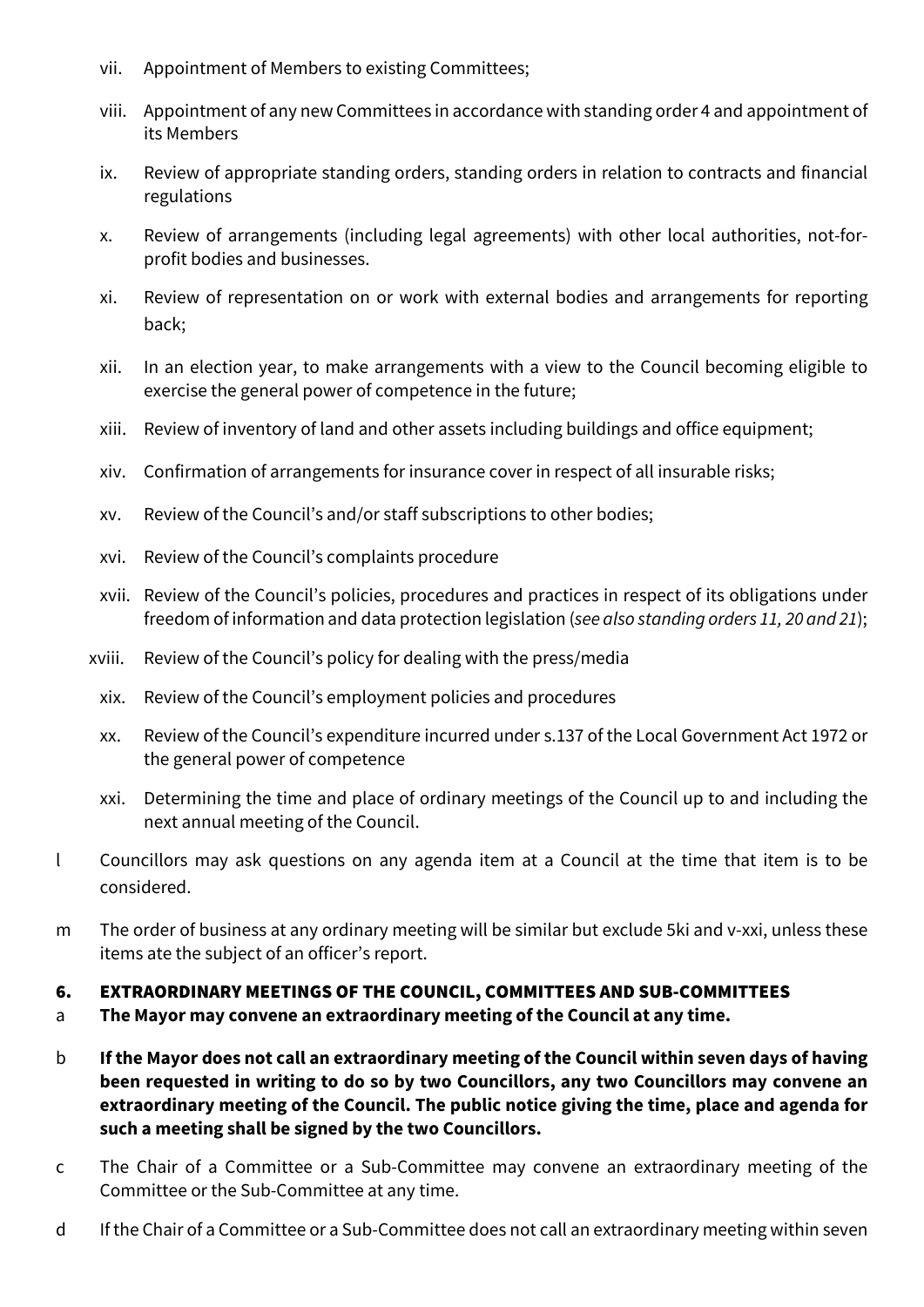vii. Appointment of Members to existing Committees;

viii. Appointment of any new Committees in accordance with standing order 4 and appointment of its Members

ix. Review of appropriate standing orders, standing orders in relation to contracts and financial regulations

x. Review of arrangements (including legal agreements) with other local authorities, not-for-profit bodies and businesses.

xi. Review of representation on or work with external bodies and arrangements for reporting back;

xii. In an election year, to make arrangements with a view to the Council becoming eligible to exercise the general power of competence in the future;

xiii. Review of inventory of land and other assets including buildings and office equipment;

xiv. Confirmation of arrangements for insurance cover in respect of all insurable risks;

xv. Review of the Council's and/or staff subscriptions to other bodies;

xvi. Review of the Council's complaints procedure

xvii. Review of the Council's policies, procedures and practices in respect of its obligations under freedom of information and data protection legislation (*see also standing orders 11, 20 and 21*);

xviii. Review of the Council's policy for dealing with the press/media

xix. Review of the Council's employment policies and procedures

xx. Review of the Council's expenditure incurred under s.137 of the Local Government Act 1972 or the general power of competence

xxi. Determining the time and place of ordinary meetings of the Council up to and including the next annual meeting of the Council.

l Councillors may ask questions on any agenda item at a Council at the time that item is to be considered.

m The order of business at any ordinary meeting will be similar but exclude 5ki and v-xxi, unless these items ate the subject of an officer's report.

## 6. EXTRAORDINARY MEETINGS OF THE COUNCIL, COMMITTEES AND SUB-COMMITTEES

a **The Mayor may convene an extraordinary meeting of the Council at any time.**

b **If the Mayor does not call an extraordinary meeting of the Council within seven days of having been requested in writing to do so by two Councillors, any two Councillors may convene an extraordinary meeting of the Council. The public notice giving the time, place and agenda for such a meeting shall be signed by the two Councillors.**

c The Chair of a Committee or a Sub-Committee may convene an extraordinary meeting of the Committee or the Sub-Committee at any time.

d If the Chair of a Committee or a Sub-Committee does not call an extraordinary meeting within seven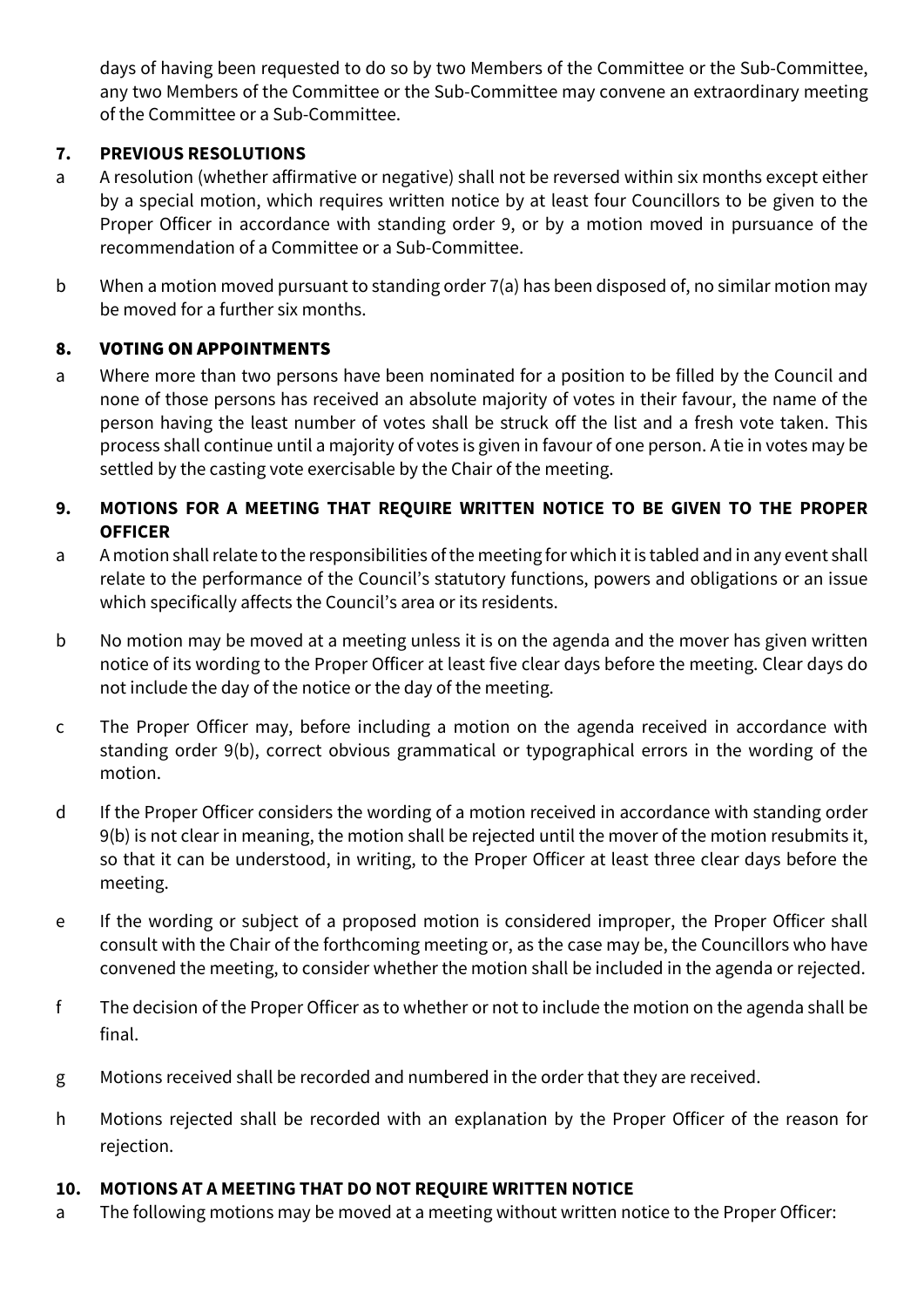days of having been requested to do so by two Members of the Committee or the Sub-Committee, any two Members of the Committee or the Sub-Committee may convene an extraordinary meeting of the Committee or a Sub-Committee.

## 7. PREVIOUS RESOLUTIONS

a A resolution (whether affirmative or negative) shall not be reversed within six months except either by a special motion, which requires written notice by at least four Councillors to be given to the Proper Officer in accordance with standing order 9, or by a motion moved in pursuance of the recommendation of a Committee or a Sub-Committee.

b When a motion moved pursuant to standing order 7(a) has been disposed of, no similar motion may be moved for a further six months.

## 8. VOTING ON APPOINTMENTS

a Where more than two persons have been nominated for a position to be filled by the Council and none of those persons has received an absolute majority of votes in their favour, the name of the person having the least number of votes shall be struck off the list and a fresh vote taken. This process shall continue until a majority of votes is given in favour of one person. A tie in votes may be settled by the casting vote exercisable by the Chair of the meeting.

## 9. MOTIONS FOR A MEETING THAT REQUIRE WRITTEN NOTICE TO BE GIVEN TO THE PROPER OFFICER

a A motion shall relate to the responsibilities of the meeting for which it is tabled and in any event shall relate to the performance of the Council's statutory functions, powers and obligations or an issue which specifically affects the Council's area or its residents.

b No motion may be moved at a meeting unless it is on the agenda and the mover has given written notice of its wording to the Proper Officer at least five clear days before the meeting. Clear days do not include the day of the notice or the day of the meeting.

c The Proper Officer may, before including a motion on the agenda received in accordance with standing order 9(b), correct obvious grammatical or typographical errors in the wording of the motion.

d If the Proper Officer considers the wording of a motion received in accordance with standing order 9(b) is not clear in meaning, the motion shall be rejected until the mover of the motion resubmits it, so that it can be understood, in writing, to the Proper Officer at least three clear days before the meeting.

e If the wording or subject of a proposed motion is considered improper, the Proper Officer shall consult with the Chair of the forthcoming meeting or, as the case may be, the Councillors who have convened the meeting, to consider whether the motion shall be included in the agenda or rejected.

f The decision of the Proper Officer as to whether or not to include the motion on the agenda shall be final.

g Motions received shall be recorded and numbered in the order that they are received.

h Motions rejected shall be recorded with an explanation by the Proper Officer of the reason for rejection.

## 10. MOTIONS AT A MEETING THAT DO NOT REQUIRE WRITTEN NOTICE

a The following motions may be moved at a meeting without written notice to the Proper Officer: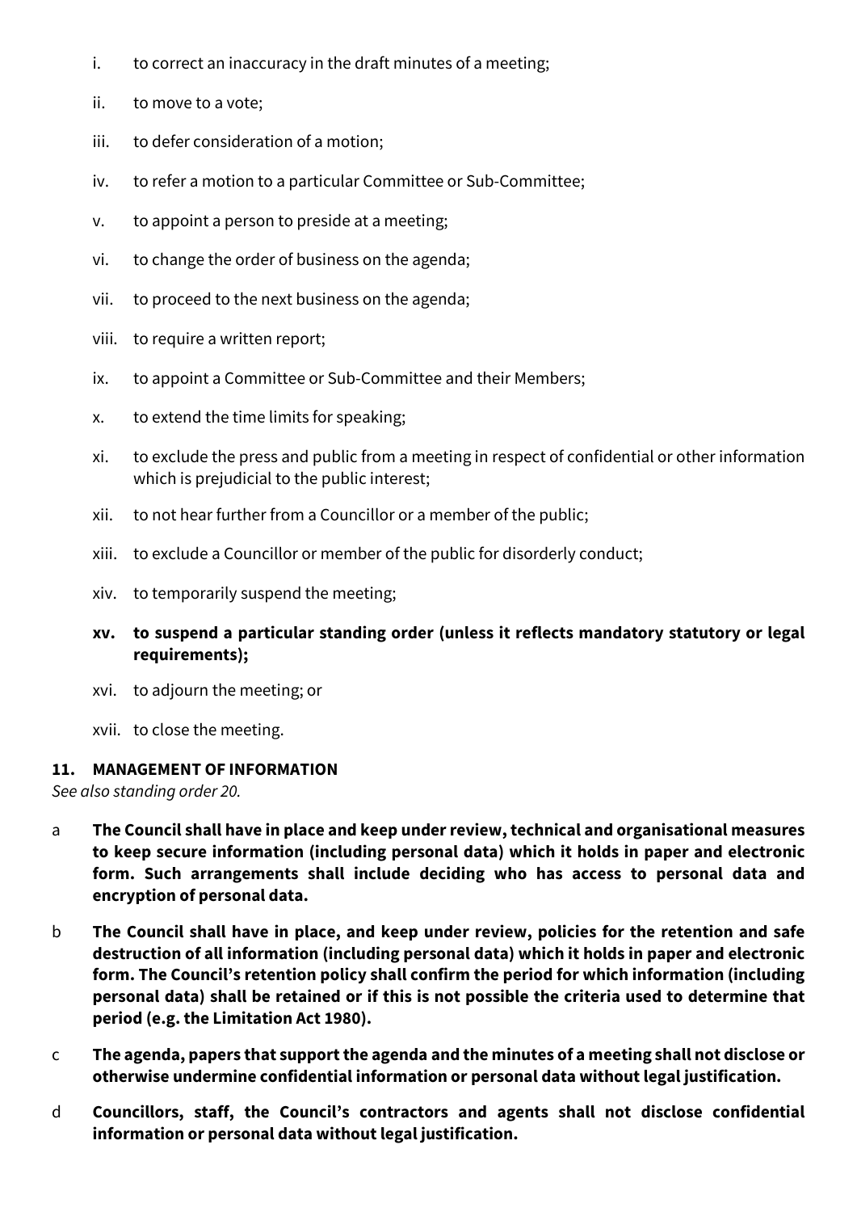i. to correct an inaccuracy in the draft minutes of a meeting;

ii. to move to a vote;

iii. to defer consideration of a motion;

iv. to refer a motion to a particular Committee or Sub-Committee;

v. to appoint a person to preside at a meeting;

vi. to change the order of business on the agenda;

vii. to proceed to the next business on the agenda;

viii. to require a written report;

ix. to appoint a Committee or Sub-Committee and their Members;

x. to extend the time limits for speaking;

xi. to exclude the press and public from a meeting in respect of confidential or other information which is prejudicial to the public interest;

xii. to not hear further from a Councillor or a member of the public;

xiii. to exclude a Councillor or member of the public for disorderly conduct;

xiv. to temporarily suspend the meeting;

**xv. to suspend a particular standing order (unless it reflects mandatory statutory or legal requirements);**

xvi. to adjourn the meeting; or

xvii. to close the meeting.

### 11. MANAGEMENT OF INFORMATION

*See also standing order 20.*

a **The Council shall have in place and keep under review, technical and organisational measures to keep secure information (including personal data) which it holds in paper and electronic form. Such arrangements shall include deciding who has access to personal data and encryption of personal data.**

b **The Council shall have in place, and keep under review, policies for the retention and safe destruction of all information (including personal data) which it holds in paper and electronic form. The Council's retention policy shall confirm the period for which information (including personal data) shall be retained or if this is not possible the criteria used to determine that period (e.g. the Limitation Act 1980).**

c **The agenda, papers that support the agenda and the minutes of a meeting shall not disclose or otherwise undermine confidential information or personal data without legal justification.**

d **Councillors, staff, the Council's contractors and agents shall not disclose confidential information or personal data without legal justification.**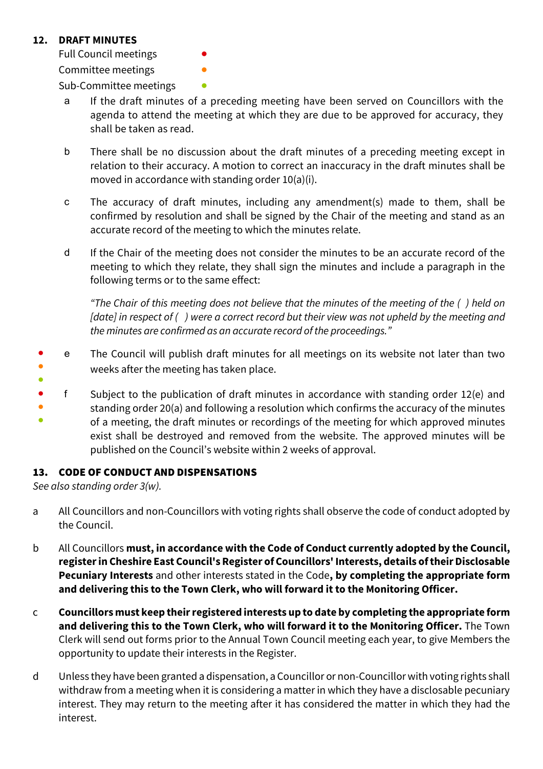## 12. DRAFT MINUTES

Full Council meetings ●
Committee meetings ●
Sub-Committee meetings ●

a. If the draft minutes of a preceding meeting have been served on Councillors with the agenda to attend the meeting at which they are due to be approved for accuracy, they shall be taken as read.

b. There shall be no discussion about the draft minutes of a preceding meeting except in relation to their accuracy. A motion to correct an inaccuracy in the draft minutes shall be moved in accordance with standing order 10(a)(i).

c. The accuracy of draft minutes, including any amendment(s) made to them, shall be confirmed by resolution and shall be signed by the Chair of the meeting and stand as an accurate record of the meeting to which the minutes relate.

d. If the Chair of the meeting does not consider the minutes to be an accurate record of the meeting to which they relate, they shall sign the minutes and include a paragraph in the following terms or to the same effect:

*"The Chair of this meeting does not believe that the minutes of the meeting of the ( ) held on [date] in respect of ( ) were a correct record but their view was not upheld by the meeting and the minutes are confirmed as an accurate record of the proceedings."*

● ● ● e. The Council will publish draft minutes for all meetings on its website not later than two weeks after the meeting has taken place.

● ● ● f. Subject to the publication of draft minutes in accordance with standing order 12(e) and standing order 20(a) and following a resolution which confirms the accuracy of the minutes of a meeting, the draft minutes or recordings of the meeting for which approved minutes exist shall be destroyed and removed from the website. The approved minutes will be published on the Council's website within 2 weeks of approval.

## 13. CODE OF CONDUCT AND DISPENSATIONS

*See also standing order 3(w).*

a. All Councillors and non-Councillors with voting rights shall observe the code of conduct adopted by the Council.

b. All Councillors **must, in accordance with the Code of Conduct currently adopted by the Council, register in Cheshire East Council's Register of Councillors' Interests, details of their Disclosable Pecuniary Interests** and other interests stated in the Code**, by completing the appropriate form and delivering this to the Town Clerk, who will forward it to the Monitoring Officer.**

c. **Councillors must keep their registered interests up to date by completing the appropriate form and delivering this to the Town Clerk, who will forward it to the Monitoring Officer.** The Town Clerk will send out forms prior to the Annual Town Council meeting each year, to give Members the opportunity to update their interests in the Register.

d. Unless they have been granted a dispensation, a Councillor or non-Councillor with voting rights shall withdraw from a meeting when it is considering a matter in which they have a disclosable pecuniary interest. They may return to the meeting after it has considered the matter in which they had the interest.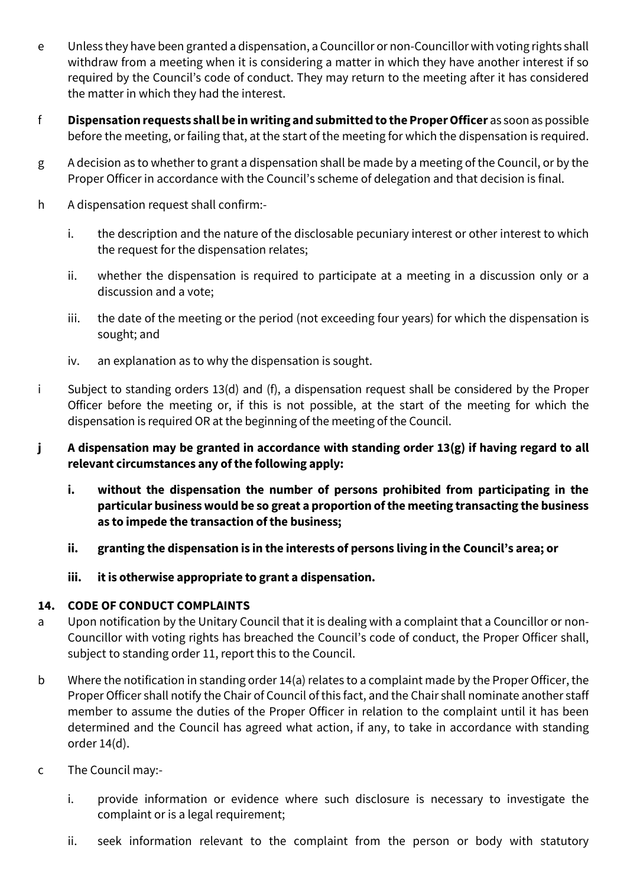e Unless they have been granted a dispensation, a Councillor or non-Councillor with voting rights shall withdraw from a meeting when it is considering a matter in which they have another interest if so required by the Council's code of conduct. They may return to the meeting after it has considered the matter in which they had the interest.

f **Dispensation requests shall be in writing and submitted to the Proper Officer** as soon as possible before the meeting, or failing that, at the start of the meeting for which the dispensation is required.

g A decision as to whether to grant a dispensation shall be made by a meeting of the Council, or by the Proper Officer in accordance with the Council's scheme of delegation and that decision is final.

h A dispensation request shall confirm:-

   i. the description and the nature of the disclosable pecuniary interest or other interest to which the request for the dispensation relates;

   ii. whether the dispensation is required to participate at a meeting in a discussion only or a discussion and a vote;

   iii. the date of the meeting or the period (not exceeding four years) for which the dispensation is sought; and

   iv. an explanation as to why the dispensation is sought.

i Subject to standing orders 13(d) and (f), a dispensation request shall be considered by the Proper Officer before the meeting or, if this is not possible, at the start of the meeting for which the dispensation is required OR at the beginning of the meeting of the Council.

**j A dispensation may be granted in accordance with standing order 13(g) if having regard to all relevant circumstances any of the following apply:**

   **i. without the dispensation the number of persons prohibited from participating in the particular business would be so great a proportion of the meeting transacting the business as to impede the transaction of the business;**

   **ii. granting the dispensation is in the interests of persons living in the Council's area; or**

   **iii. it is otherwise appropriate to grant a dispensation.**

### 14. CODE OF CONDUCT COMPLAINTS

a Upon notification by the Unitary Council that it is dealing with a complaint that a Councillor or non-Councillor with voting rights has breached the Council's code of conduct, the Proper Officer shall, subject to standing order 11, report this to the Council.

b Where the notification in standing order 14(a) relates to a complaint made by the Proper Officer, the Proper Officer shall notify the Chair of Council of this fact, and the Chair shall nominate another staff member to assume the duties of the Proper Officer in relation to the complaint until it has been determined and the Council has agreed what action, if any, to take in accordance with standing order 14(d).

c The Council may:-

   i. provide information or evidence where such disclosure is necessary to investigate the complaint or is a legal requirement;

   ii. seek information relevant to the complaint from the person or body with statutory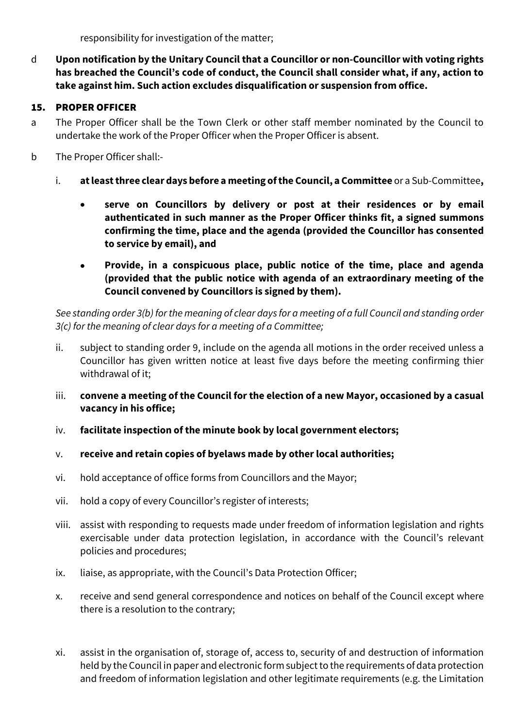responsibility for investigation of the matter;

d **Upon notification by the Unitary Council that a Councillor or non-Councillor with voting rights has breached the Council's code of conduct, the Council shall consider what, if any, action to take against him. Such action excludes disqualification or suspension from office.**

## 15. PROPER OFFICER

a The Proper Officer shall be the Town Clerk or other staff member nominated by the Council to undertake the work of the Proper Officer when the Proper Officer is absent.

b The Proper Officer shall:-

i. **at least three clear days before a meeting of the Council, a Committee** or a Sub-Committee**,**

- **serve on Councillors by delivery or post at their residences or by email authenticated in such manner as the Proper Officer thinks fit, a signed summons confirming the time, place and the agenda (provided the Councillor has consented to service by email), and**
- **Provide, in a conspicuous place, public notice of the time, place and agenda (provided that the public notice with agenda of an extraordinary meeting of the Council convened by Councillors is signed by them).**

*See standing order 3(b) for the meaning of clear days for a meeting of a full Council and standing order 3(c) for the meaning of clear days for a meeting of a Committee;*

ii. subject to standing order 9, include on the agenda all motions in the order received unless a Councillor has given written notice at least five days before the meeting confirming thier withdrawal of it;

iii. **convene a meeting of the Council for the election of a new Mayor, occasioned by a casual vacancy in his office;**

iv. **facilitate inspection of the minute book by local government electors;**

v. **receive and retain copies of byelaws made by other local authorities;**

vi. hold acceptance of office forms from Councillors and the Mayor;

vii. hold a copy of every Councillor's register of interests;

viii. assist with responding to requests made under freedom of information legislation and rights exercisable under data protection legislation, in accordance with the Council's relevant policies and procedures;

ix. liaise, as appropriate, with the Council's Data Protection Officer;

x. receive and send general correspondence and notices on behalf of the Council except where there is a resolution to the contrary;

xi. assist in the organisation of, storage of, access to, security of and destruction of information held by the Council in paper and electronic form subject to the requirements of data protection and freedom of information legislation and other legitimate requirements (e.g. the Limitation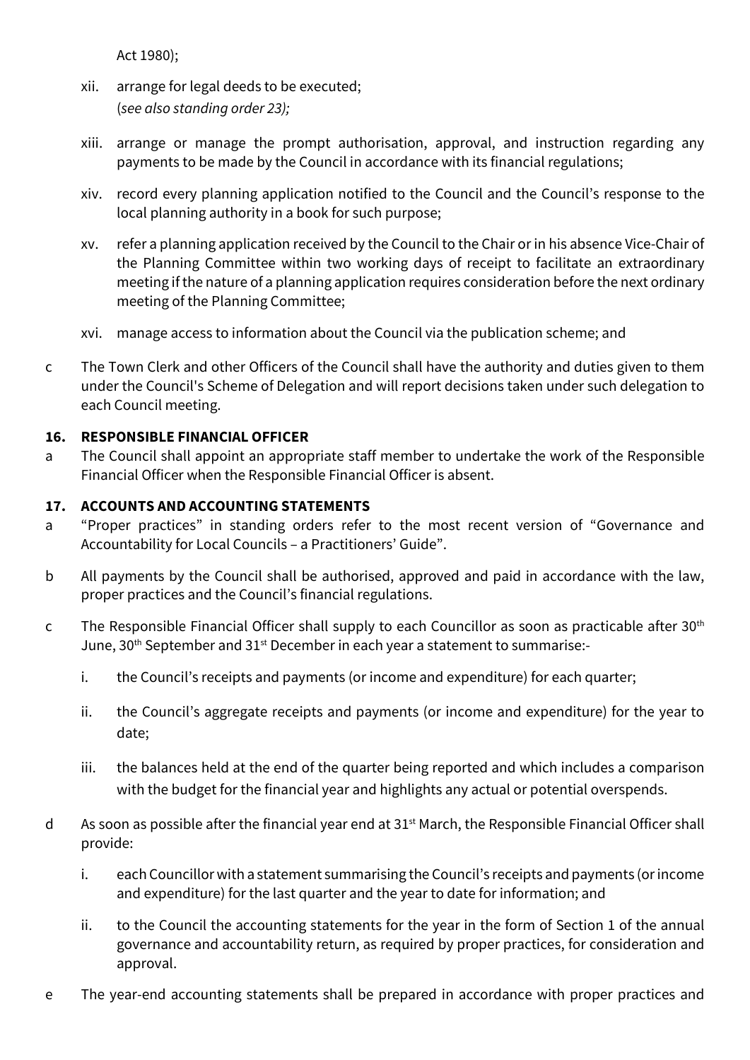Act 1980);

xii. arrange for legal deeds to be executed;
(*see also standing order 23);*

xiii. arrange or manage the prompt authorisation, approval, and instruction regarding any payments to be made by the Council in accordance with its financial regulations;

xiv. record every planning application notified to the Council and the Council's response to the local planning authority in a book for such purpose;

xv. refer a planning application received by the Council to the Chair or in his absence Vice-Chair of the Planning Committee within two working days of receipt to facilitate an extraordinary meeting if the nature of a planning application requires consideration before the next ordinary meeting of the Planning Committee;

xvi. manage access to information about the Council via the publication scheme; and

c The Town Clerk and other Officers of the Council shall have the authority and duties given to them under the Council's Scheme of Delegation and will report decisions taken under such delegation to each Council meeting.

**16. RESPONSIBLE FINANCIAL OFFICER**

a The Council shall appoint an appropriate staff member to undertake the work of the Responsible Financial Officer when the Responsible Financial Officer is absent.

**17. ACCOUNTS AND ACCOUNTING STATEMENTS**

a "Proper practices" in standing orders refer to the most recent version of "Governance and Accountability for Local Councils – a Practitioners' Guide".

b All payments by the Council shall be authorised, approved and paid in accordance with the law, proper practices and the Council's financial regulations.

c The Responsible Financial Officer shall supply to each Councillor as soon as practicable after 30th June, 30th September and 31st December in each year a statement to summarise:-

i. the Council's receipts and payments (or income and expenditure) for each quarter;

ii. the Council's aggregate receipts and payments (or income and expenditure) for the year to date;

iii. the balances held at the end of the quarter being reported and which includes a comparison with the budget for the financial year and highlights any actual or potential overspends.

d As soon as possible after the financial year end at 31st March, the Responsible Financial Officer shall provide:

i. each Councillor with a statement summarising the Council's receipts and payments (or income and expenditure) for the last quarter and the year to date for information; and

ii. to the Council the accounting statements for the year in the form of Section 1 of the annual governance and accountability return, as required by proper practices, for consideration and approval.

e The year-end accounting statements shall be prepared in accordance with proper practices and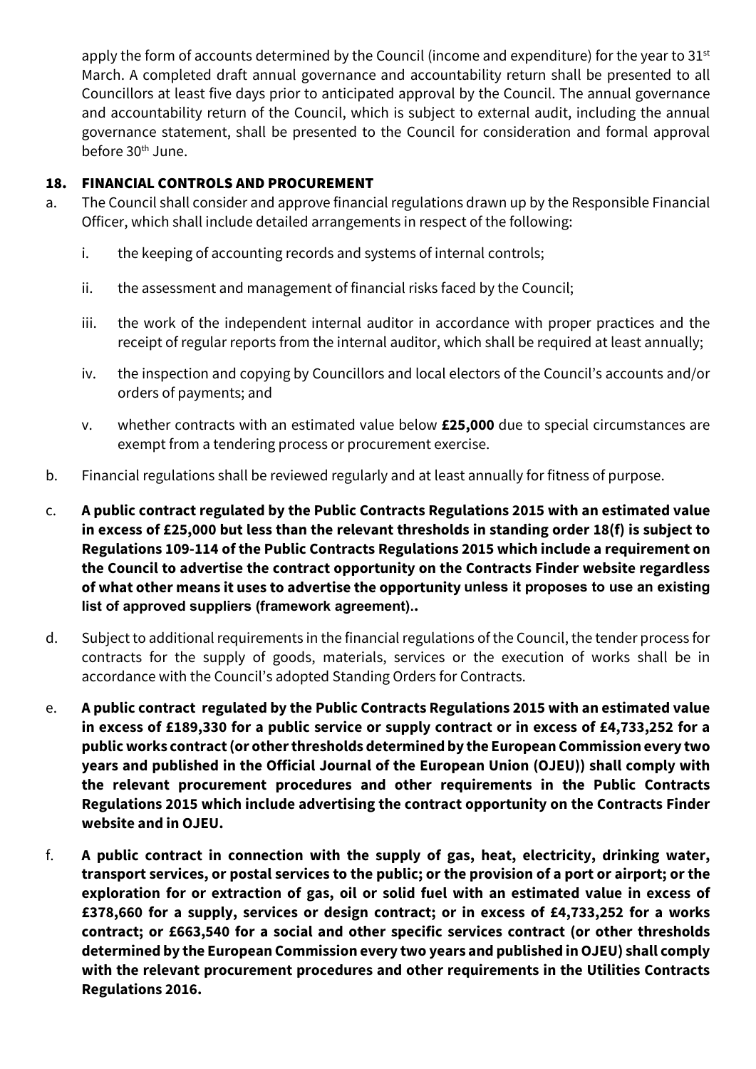apply the form of accounts determined by the Council (income and expenditure) for the year to 31st March. A completed draft annual governance and accountability return shall be presented to all Councillors at least five days prior to anticipated approval by the Council. The annual governance and accountability return of the Council, which is subject to external audit, including the annual governance statement, shall be presented to the Council for consideration and formal approval before 30th June.

## 18. FINANCIAL CONTROLS AND PROCUREMENT

a. The Council shall consider and approve financial regulations drawn up by the Responsible Financial Officer, which shall include detailed arrangements in respect of the following:

   i. the keeping of accounting records and systems of internal controls;

   ii. the assessment and management of financial risks faced by the Council;

   iii. the work of the independent internal auditor in accordance with proper practices and the receipt of regular reports from the internal auditor, which shall be required at least annually;

   iv. the inspection and copying by Councillors and local electors of the Council's accounts and/or orders of payments; and

   v. whether contracts with an estimated value below **£25,000** due to special circumstances are exempt from a tendering process or procurement exercise.

b. Financial regulations shall be reviewed regularly and at least annually for fitness of purpose.

c. **A public contract regulated by the Public Contracts Regulations 2015 with an estimated value in excess of £25,000 but less than the relevant thresholds in standing order 18(f) is subject to Regulations 109-114 of the Public Contracts Regulations 2015 which include a requirement on the Council to advertise the contract opportunity on the Contracts Finder website regardless of what other means it uses to advertise the opportunity unless it proposes to use an existing list of approved suppliers (framework agreement)..**

d. Subject to additional requirements in the financial regulations of the Council, the tender process for contracts for the supply of goods, materials, services or the execution of works shall be in accordance with the Council's adopted Standing Orders for Contracts.

e. **A public contract regulated by the Public Contracts Regulations 2015 with an estimated value in excess of £189,330 for a public service or supply contract or in excess of £4,733,252 for a public works contract (or other thresholds determined by the European Commission every two years and published in the Official Journal of the European Union (OJEU)) shall comply with the relevant procurement procedures and other requirements in the Public Contracts Regulations 2015 which include advertising the contract opportunity on the Contracts Finder website and in OJEU.**

f. **A public contract in connection with the supply of gas, heat, electricity, drinking water, transport services, or postal services to the public; or the provision of a port or airport; or the exploration for or extraction of gas, oil or solid fuel with an estimated value in excess of £378,660 for a supply, services or design contract; or in excess of £4,733,252 for a works contract; or £663,540 for a social and other specific services contract (or other thresholds determined by the European Commission every two years and published in OJEU) shall comply with the relevant procurement procedures and other requirements in the Utilities Contracts Regulations 2016.**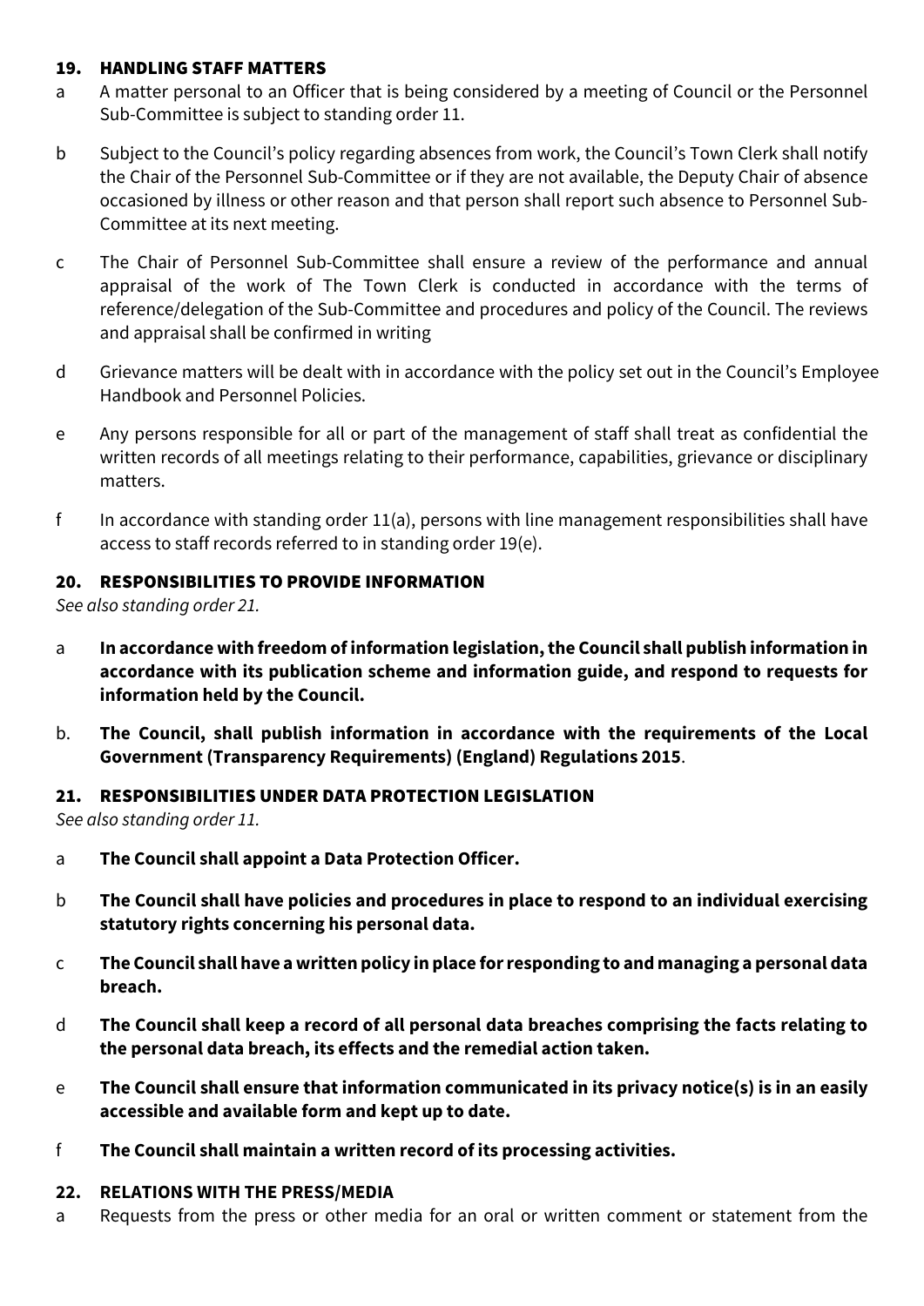## 19. HANDLING STAFF MATTERS

a A matter personal to an Officer that is being considered by a meeting of Council or the Personnel Sub-Committee is subject to standing order 11.

b Subject to the Council's policy regarding absences from work, the Council's Town Clerk shall notify the Chair of the Personnel Sub-Committee or if they are not available, the Deputy Chair of absence occasioned by illness or other reason and that person shall report such absence to Personnel Sub-Committee at its next meeting.

c The Chair of Personnel Sub-Committee shall ensure a review of the performance and annual appraisal of the work of The Town Clerk is conducted in accordance with the terms of reference/delegation of the Sub-Committee and procedures and policy of the Council. The reviews and appraisal shall be confirmed in writing

d Grievance matters will be dealt with in accordance with the policy set out in the Council's Employee Handbook and Personnel Policies.

e Any persons responsible for all or part of the management of staff shall treat as confidential the written records of all meetings relating to their performance, capabilities, grievance or disciplinary matters.

f In accordance with standing order 11(a), persons with line management responsibilities shall have access to staff records referred to in standing order 19(e).

## 20. RESPONSIBILITIES TO PROVIDE INFORMATION

*See also standing order 21.*

a **In accordance with freedom of information legislation, the Council shall publish information in accordance with its publication scheme and information guide, and respond to requests for information held by the Council.**

b. **The Council, shall publish information in accordance with the requirements of the Local Government (Transparency Requirements) (England) Regulations 2015**.

## 21. RESPONSIBILITIES UNDER DATA PROTECTION LEGISLATION

*See also standing order 11.*

a **The Council shall appoint a Data Protection Officer.**

b **The Council shall have policies and procedures in place to respond to an individual exercising statutory rights concerning his personal data.**

c **The Council shall have a written policy in place for responding to and managing a personal data breach.**

d **The Council shall keep a record of all personal data breaches comprising the facts relating to the personal data breach, its effects and the remedial action taken.**

e **The Council shall ensure that information communicated in its privacy notice(s) is in an easily accessible and available form and kept up to date.**

f **The Council shall maintain a written record of its processing activities.**

## 22. RELATIONS WITH THE PRESS/MEDIA

a Requests from the press or other media for an oral or written comment or statement from the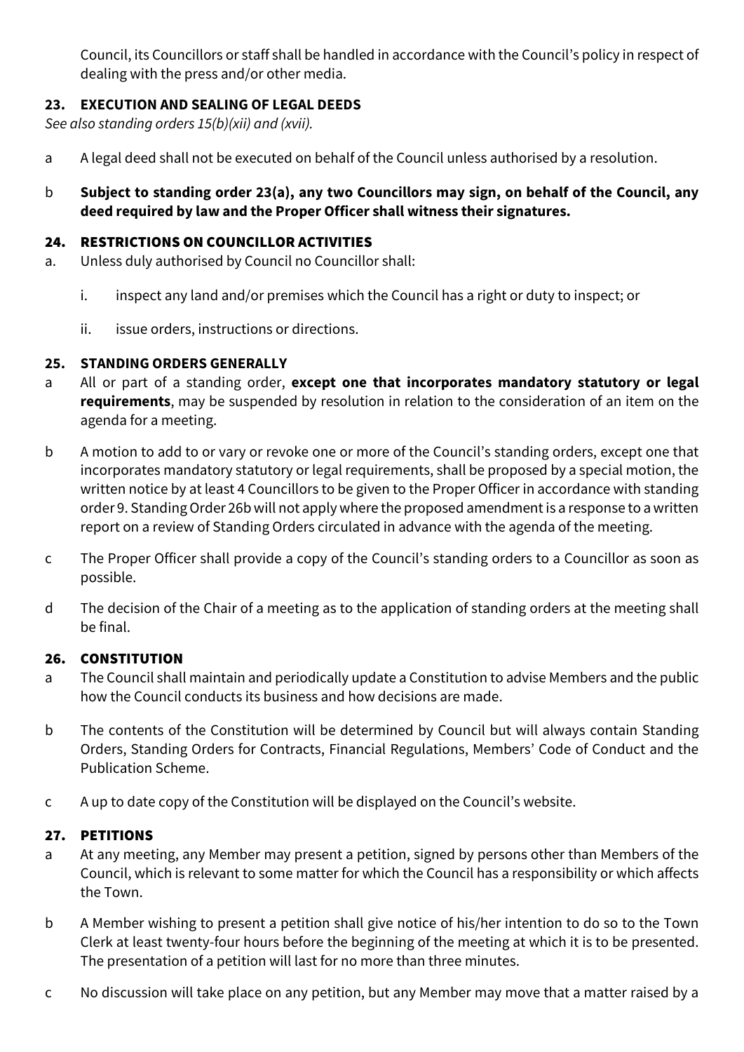Council, its Councillors or staff shall be handled in accordance with the Council's policy in respect of dealing with the press and/or other media.

### 23. EXECUTION AND SEALING OF LEGAL DEEDS

*See also standing orders 15(b)(xii) and (xvii).*

a A legal deed shall not be executed on behalf of the Council unless authorised by a resolution.

b **Subject to standing order 23(a), any two Councillors may sign, on behalf of the Council, any deed required by law and the Proper Officer shall witness their signatures.**

### 24. RESTRICTIONS ON COUNCILLOR ACTIVITIES

a. Unless duly authorised by Council no Councillor shall:

   i. inspect any land and/or premises which the Council has a right or duty to inspect; or

   ii. issue orders, instructions or directions.

### 25. STANDING ORDERS GENERALLY

a All or part of a standing order, **except one that incorporates mandatory statutory or legal requirements**, may be suspended by resolution in relation to the consideration of an item on the agenda for a meeting.

b A motion to add to or vary or revoke one or more of the Council's standing orders, except one that incorporates mandatory statutory or legal requirements, shall be proposed by a special motion, the written notice by at least 4 Councillors to be given to the Proper Officer in accordance with standing order 9. Standing Order 26b will not apply where the proposed amendment is a response to a written report on a review of Standing Orders circulated in advance with the agenda of the meeting.

c The Proper Officer shall provide a copy of the Council's standing orders to a Councillor as soon as possible.

d The decision of the Chair of a meeting as to the application of standing orders at the meeting shall be final.

### 26. CONSTITUTION

a The Council shall maintain and periodically update a Constitution to advise Members and the public how the Council conducts its business and how decisions are made.

b The contents of the Constitution will be determined by Council but will always contain Standing Orders, Standing Orders for Contracts, Financial Regulations, Members' Code of Conduct and the Publication Scheme.

c A up to date copy of the Constitution will be displayed on the Council's website.

### 27. PETITIONS

a At any meeting, any Member may present a petition, signed by persons other than Members of the Council, which is relevant to some matter for which the Council has a responsibility or which affects the Town.

b A Member wishing to present a petition shall give notice of his/her intention to do so to the Town Clerk at least twenty-four hours before the beginning of the meeting at which it is to be presented. The presentation of a petition will last for no more than three minutes.

c No discussion will take place on any petition, but any Member may move that a matter raised by a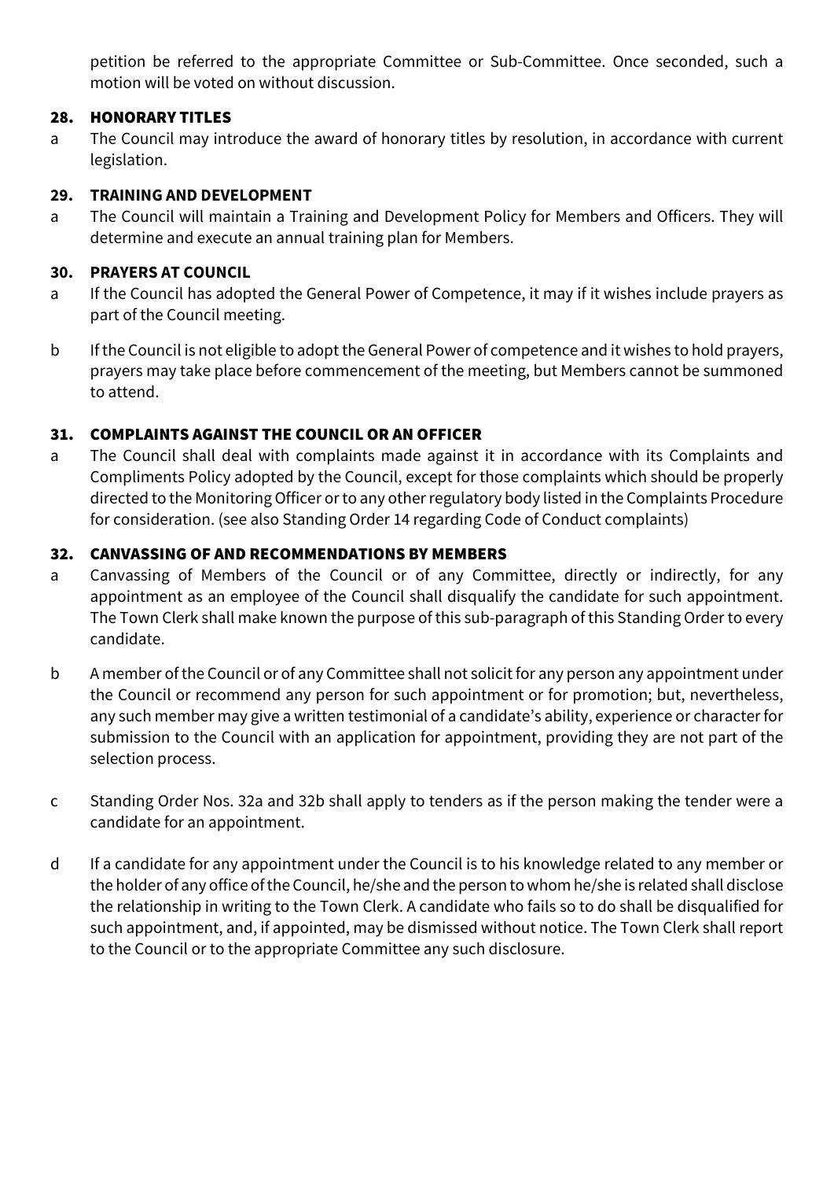petition be referred to the appropriate Committee or Sub-Committee. Once seconded, such a motion will be voted on without discussion.

## 28. HONORARY TITLES

a The Council may introduce the award of honorary titles by resolution, in accordance with current legislation.

## 29. TRAINING AND DEVELOPMENT

a The Council will maintain a Training and Development Policy for Members and Officers. They will determine and execute an annual training plan for Members.

## 30. PRAYERS AT COUNCIL

a If the Council has adopted the General Power of Competence, it may if it wishes include prayers as part of the Council meeting.

b If the Council is not eligible to adopt the General Power of competence and it wishes to hold prayers, prayers may take place before commencement of the meeting, but Members cannot be summoned to attend.

## 31. COMPLAINTS AGAINST THE COUNCIL OR AN OFFICER

a The Council shall deal with complaints made against it in accordance with its Complaints and Compliments Policy adopted by the Council, except for those complaints which should be properly directed to the Monitoring Officer or to any other regulatory body listed in the Complaints Procedure for consideration. (see also Standing Order 14 regarding Code of Conduct complaints)

## 32. CANVASSING OF AND RECOMMENDATIONS BY MEMBERS

a Canvassing of Members of the Council or of any Committee, directly or indirectly, for any appointment as an employee of the Council shall disqualify the candidate for such appointment. The Town Clerk shall make known the purpose of this sub-paragraph of this Standing Order to every candidate.

b A member of the Council or of any Committee shall not solicit for any person any appointment under the Council or recommend any person for such appointment or for promotion; but, nevertheless, any such member may give a written testimonial of a candidate's ability, experience or character for submission to the Council with an application for appointment, providing they are not part of the selection process.

c Standing Order Nos. 32a and 32b shall apply to tenders as if the person making the tender were a candidate for an appointment.

d If a candidate for any appointment under the Council is to his knowledge related to any member or the holder of any office of the Council, he/she and the person to whom he/she is related shall disclose the relationship in writing to the Town Clerk. A candidate who fails so to do shall be disqualified for such appointment, and, if appointed, may be dismissed without notice. The Town Clerk shall report to the Council or to the appropriate Committee any such disclosure.